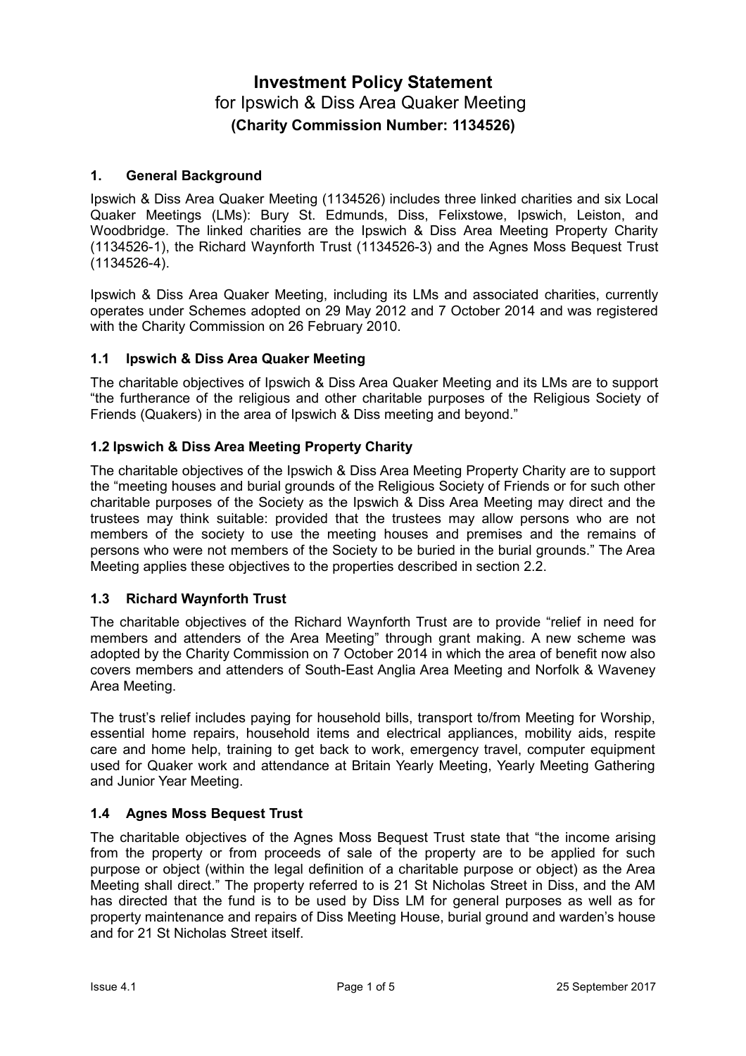# Investment Policy Statement

for Ipswich & Diss Area Quaker Meeting

**(Charity Commission Number: 1134526)**

## 1. General Background

Ipswich & Diss Area Quaker Meeting (1134526) includes three linked charities and six Local Quaker Meetings (LMs): Bury St. Edmunds, Diss, Felixstowe, Ipswich, Leiston, and Woodbridge. The linked charities are the Ipswich & Diss Area Meeting Property Charity (1134526-1), the Richard Waynforth Trust (1134526-3) and the Agnes Moss Bequest Trust (1134526-4).

Ipswich & Diss Area Quaker Meeting, including its LMs and associated charities, currently operates under Schemes adopted on 29 May 2012 and 7 October 2014 and was registered with the Charity Commission on 26 February 2010.

### 1.1 Ipswich & Diss Area Quaker Meeting

The charitable objectives of Ipswich & Diss Area Quaker Meeting and its LMs are to support "the furtherance of the religious and other charitable purposes of the Religious Society of Friends (Quakers) in the area of Ipswich & Diss meeting and beyond."

### 1.2 Ipswich & Diss Area Meeting Property Charity

The charitable objectives of the Ipswich & Diss Area Meeting Property Charity are to support the "meeting houses and burial grounds of the Religious Society of Friends or for such other charitable purposes of the Society as the Ipswich & Diss Area Meeting may direct and the trustees may think suitable: provided that the trustees may allow persons who are not members of the society to use the meeting houses and premises and the remains of persons who were not members of the Society to be buried in the burial grounds." The Area Meeting applies these objectives to the properties described in section 2.2.

### 1.3 Richard Waynforth Trust

The charitable objectives of the Richard Waynforth Trust are to provide "relief in need for members and attenders of the Area Meeting" through grant making. A new scheme was adopted by the Charity Commission on 7 October 2014 in which the area of benefit now also covers members and attenders of South-East Anglia Area Meeting and Norfolk & Waveney Area Meeting.

The trust's relief includes paying for household bills, transport to/from Meeting for Worship, essential home repairs, household items and electrical appliances, mobility aids, respite care and home help, training to get back to work, emergency travel, computer equipment used for Quaker work and attendance at Britain Yearly Meeting, Yearly Meeting Gathering and Junior Year Meeting.

### 1.4 Agnes Moss Bequest Trust

The charitable objectives of the Agnes Moss Bequest Trust state that "the income arising from the property or from proceeds of sale of the property are to be applied for such purpose or object (within the legal definition of a charitable purpose or object) as the Area Meeting shall direct." The property referred to is 21 St Nicholas Street in Diss, and the AM has directed that the fund is to be used by Diss LM for general purposes as well as for property maintenance and repairs of Diss Meeting House, burial ground and warden's house and for 21 St Nicholas Street itself.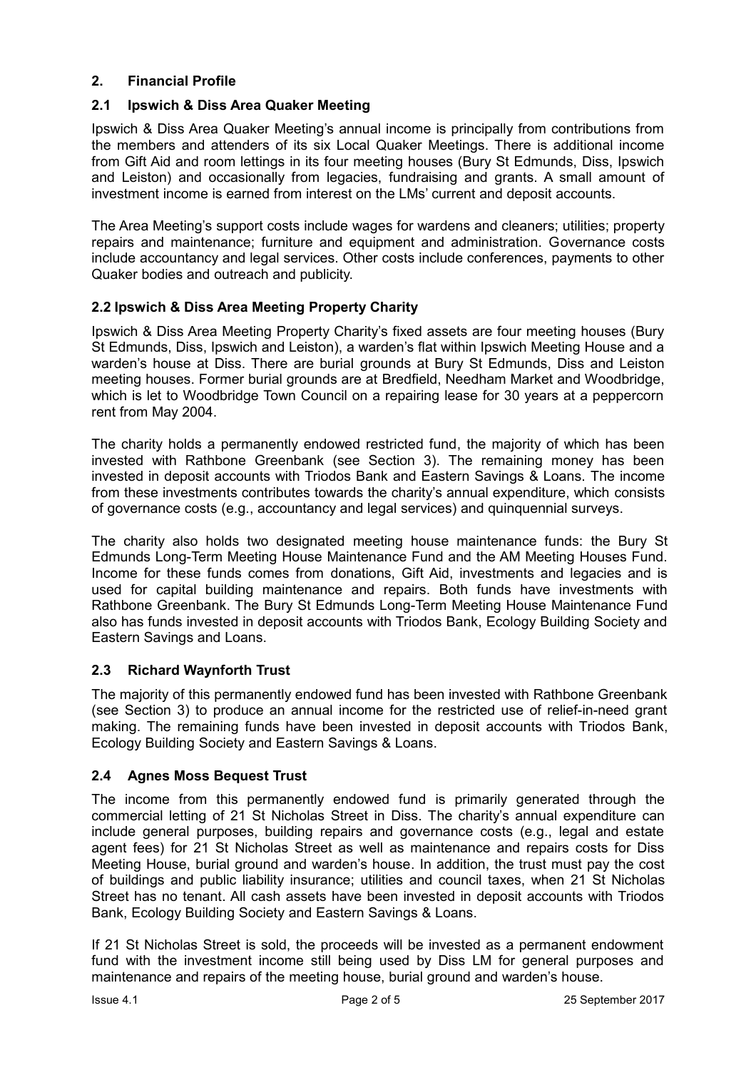## 2. Financial Profile

### 2.1 Ipswich & Diss Area Quaker Meeting

Ipswich & Diss Area Quaker Meeting's annual income is principally from contributions from the members and attenders of its six Local Quaker Meetings. There is additional income from Gift Aid and room lettings in its four meeting houses (Bury St Edmunds, Diss, Ipswich and Leiston) and occasionally from legacies, fundraising and grants. A small amount of investment income is earned from interest on the LMs' current and deposit accounts.

The Area Meeting's support costs include wages for wardens and cleaners; utilities; property repairs and maintenance; furniture and equipment and administration. Governance costs include accountancy and legal services. Other costs include conferences, payments to other Quaker bodies and outreach and publicity.

### 2.2 Ipswich & Diss Area Meeting Property Charity

Ipswich & Diss Area Meeting Property Charity's fixed assets are four meeting houses (Bury St Edmunds, Diss, Ipswich and Leiston), a warden's flat within Ipswich Meeting House and a warden's house at Diss. There are burial grounds at Bury St Edmunds, Diss and Leiston meeting houses. Former burial grounds are at Bredfield, Needham Market and Woodbridge, which is let to Woodbridge Town Council on a repairing lease for 30 years at a peppercorn rent from May 2004.

The charity holds a permanently endowed restricted fund, the majority of which has been invested with Rathbone Greenbank (see Section 3). The remaining money has been invested in deposit accounts with Triodos Bank and Eastern Savings & Loans. The income from these investments contributes towards the charity's annual expenditure, which consists of governance costs (e.g., accountancy and legal services) and quinquennial surveys.

The charity also holds two designated meeting house maintenance funds: the Bury St Edmunds Long-Term Meeting House Maintenance Fund and the AM Meeting Houses Fund. Income for these funds comes from donations, Gift Aid, investments and legacies and is used for capital building maintenance and repairs. Both funds have investments with Rathbone Greenbank. The Bury St Edmunds Long-Term Meeting House Maintenance Fund also has funds invested in deposit accounts with Triodos Bank, Ecology Building Society and Eastern Savings and Loans.

### 2.3 Richard Waynforth Trust

The majority of this permanently endowed fund has been invested with Rathbone Greenbank (see Section 3) to produce an annual income for the restricted use of relief-in-need grant making. The remaining funds have been invested in deposit accounts with Triodos Bank, Ecology Building Society and Eastern Savings & Loans.

### 2.4 Agnes Moss Bequest Trust

The income from this permanently endowed fund is primarily generated through the commercial letting of 21 St Nicholas Street in Diss. The charity's annual expenditure can include general purposes, building repairs and governance costs (e.g., legal and estate agent fees) for 21 St Nicholas Street as well as maintenance and repairs costs for Diss Meeting House, burial ground and warden's house. In addition, the trust must pay the cost of buildings and public liability insurance; utilities and council taxes, when 21 St Nicholas Street has no tenant. All cash assets have been invested in deposit accounts with Triodos Bank, Ecology Building Society and Eastern Savings & Loans.

If 21 St Nicholas Street is sold, the proceeds will be invested as a permanent endowment fund with the investment income still being used by Diss LM for general purposes and maintenance and repairs of the meeting house, burial ground and warden's house.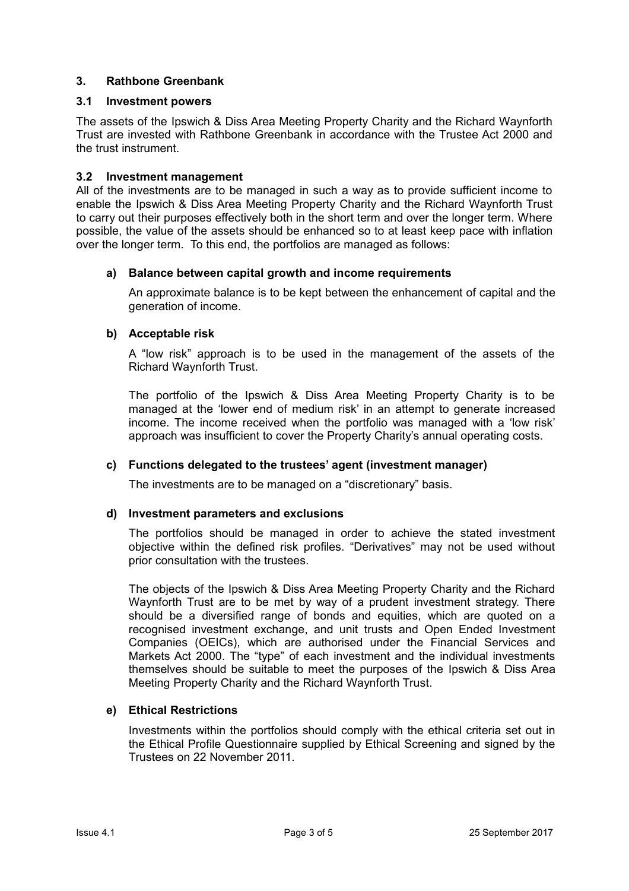## 3. Rathbone Greenbank

### 3.1 Investment powers

The assets of the Ipswich & Diss Area Meeting Property Charity and the Richard Waynforth Trust are invested with Rathbone Greenbank in accordance with the Trustee Act 2000 and the trust instrument.

### 3.2 Investment management

All of the investments are to be managed in such a way as to provide sufficient income to enable the Ipswich & Diss Area Meeting Property Charity and the Richard Waynforth Trust to carry out their purposes effectively both in the short term and over the longer term. Where possible, the value of the assets should be enhanced so to at least keep pace with inflation over the longer term. To this end, the portfolios are managed as follows:

#### a) Balance between capital growth and income requirements

An approximate balance is to be kept between the enhancement of capital and the generation of income.

#### b) Acceptable risk

A "low risk" approach is to be used in the management of the assets of the Richard Waynforth Trust.

The portfolio of the Ipswich & Diss Area Meeting Property Charity is to be managed at the 'lower end of medium risk' in an attempt to generate increased income. The income received when the portfolio was managed with a 'low risk' approach was insufficient to cover the Property Charity's annual operating costs.

#### c) Functions delegated to the trustees' agent (investment manager)

The investments are to be managed on a "discretionary" basis.

#### d) Investment parameters and exclusions

The portfolios should be managed in order to achieve the stated investment objective within the defined risk profiles. "Derivatives" may not be used without prior consultation with the trustees.

The objects of the Ipswich & Diss Area Meeting Property Charity and the Richard Waynforth Trust are to be met by way of a prudent investment strategy. There should be a diversified range of bonds and equities, which are quoted on a recognised investment exchange, and unit trusts and Open Ended Investment Companies (OEICs), which are authorised under the Financial Services and Markets Act 2000. The "type" of each investment and the individual investments themselves should be suitable to meet the purposes of the Ipswich & Diss Area Meeting Property Charity and the Richard Waynforth Trust.

#### e) Ethical Restrictions

Investments within the portfolios should comply with the ethical criteria set out in the Ethical Profile Questionnaire supplied by Ethical Screening and signed by the Trustees on 22 November 2011.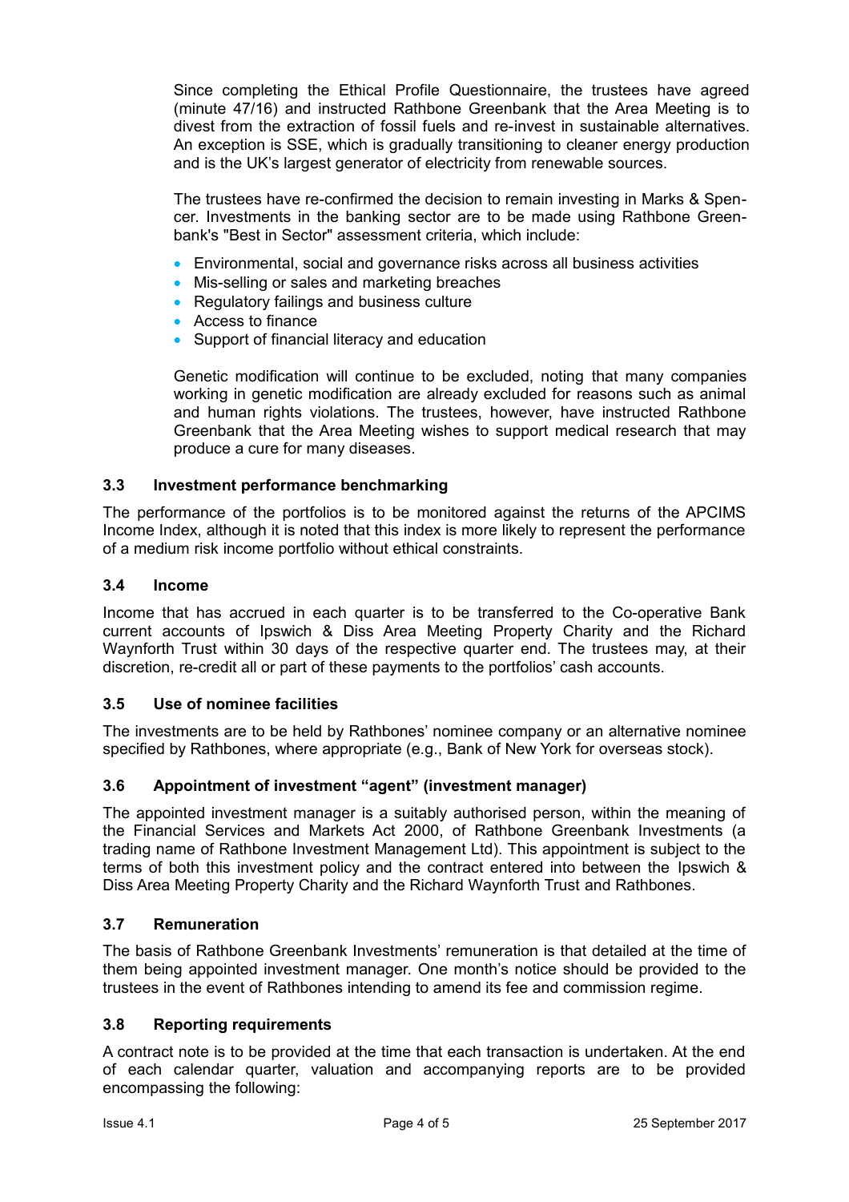Since completing the Ethical Profile Questionnaire, the trustees have agreed (minute 47/16) and instructed Rathbone Greenbank that the Area Meeting is to divest from the extraction of fossil fuels and re-invest in sustainable alternatives. An exception is SSE, which is gradually transitioning to cleaner energy production and is the UK's largest generator of electricity from renewable sources.

The trustees have re-confirmed the decision to remain investing in Marks & Spencer. Investments in the banking sector are to be made using Rathbone Greenbank's "Best in Sector" assessment criteria, which include:

- Environmental, social and governance risks across all business activities
- Mis-selling or sales and marketing breaches
- Regulatory failings and business culture
- Access to finance
- Support of financial literacy and education

Genetic modification will continue to be excluded, noting that many companies working in genetic modification are already excluded for reasons such as animal and human rights violations. The trustees, however, have instructed Rathbone Greenbank that the Area Meeting wishes to support medical research that may produce a cure for many diseases.

### 3.3 Investment performance benchmarking

The performance of the portfolios is to be monitored against the returns of the APCIMS Income Index, although it is noted that this index is more likely to represent the performance of a medium risk income portfolio without ethical constraints.

### 3.4 Income

Income that has accrued in each quarter is to be transferred to the Co-operative Bank current accounts of Ipswich & Diss Area Meeting Property Charity and the Richard Waynforth Trust within 30 days of the respective quarter end. The trustees may, at their discretion, re-credit all or part of these payments to the portfolios' cash accounts.

### 3.5 Use of nominee facilities

The investments are to be held by Rathbones' nominee company or an alternative nominee specified by Rathbones, where appropriate (e.g., Bank of New York for overseas stock).

### 3.6 Appointment of investment "agent" (investment manager)

The appointed investment manager is a suitably authorised person, within the meaning of the Financial Services and Markets Act 2000, of Rathbone Greenbank Investments (a trading name of Rathbone Investment Management Ltd). This appointment is subject to the terms of both this investment policy and the contract entered into between the Ipswich & Diss Area Meeting Property Charity and the Richard Waynforth Trust and Rathbones.

### 3.7 Remuneration

The basis of Rathbone Greenbank Investments' remuneration is that detailed at the time of them being appointed investment manager. One month's notice should be provided to the trustees in the event of Rathbones intending to amend its fee and commission regime.

### 3.8 Reporting requirements

A contract note is to be provided at the time that each transaction is undertaken. At the end of each calendar quarter, valuation and accompanying reports are to be provided encompassing the following: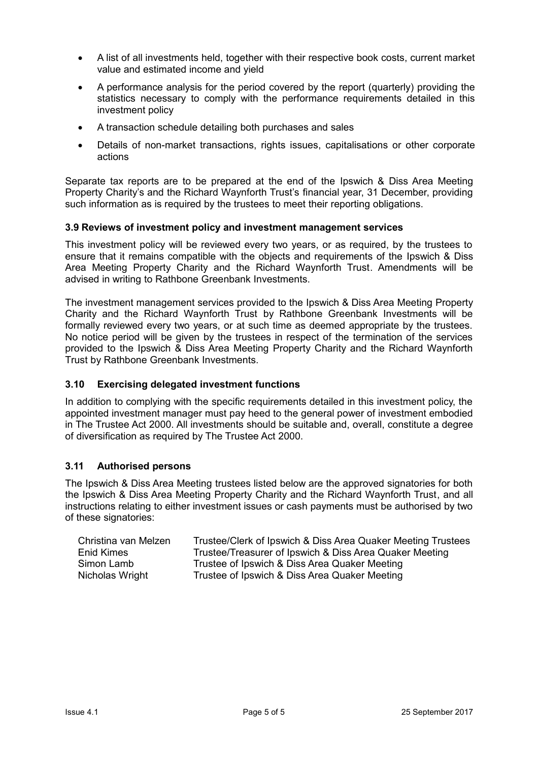- A list of all investments held, together with their respective book costs, current market value and estimated income and yield
- A performance analysis for the period covered by the report (quarterly) providing the statistics necessary to comply with the performance requirements detailed in this investment policy
- A transaction schedule detailing both purchases and sales
- Details of non-market transactions, rights issues, capitalisations or other corporate actions

Separate tax reports are to be prepared at the end of the Ipswich & Diss Area Meeting Property Charity's and the Richard Waynforth Trust's financial year, 31 December, providing such information as is required by the trustees to meet their reporting obligations.

### 3.9 Reviews of investment policy and investment management services

This investment policy will be reviewed every two years, or as required, by the trustees to ensure that it remains compatible with the objects and requirements of the Ipswich & Diss Area Meeting Property Charity and the Richard Waynforth Trust. Amendments will be advised in writing to Rathbone Greenbank Investments.

The investment management services provided to the Ipswich & Diss Area Meeting Property Charity and the Richard Waynforth Trust by Rathbone Greenbank Investments will be formally reviewed every two years, or at such time as deemed appropriate by the trustees. No notice period will be given by the trustees in respect of the termination of the services provided to the Ipswich & Diss Area Meeting Property Charity and the Richard Waynforth Trust by Rathbone Greenbank Investments.

### 3.10 Exercising delegated investment functions

In addition to complying with the specific requirements detailed in this investment policy, the appointed investment manager must pay heed to the general power of investment embodied in The Trustee Act 2000. All investments should be suitable and, overall, constitute a degree of diversification as required by The Trustee Act 2000.

### 3.11 Authorised persons

The Ipswich & Diss Area Meeting trustees listed below are the approved signatories for both the Ipswich & Diss Area Meeting Property Charity and the Richard Waynforth Trust, and all instructions relating to either investment issues or cash payments must be authorised by two of these signatories:

| | |
|---|---|
| Christina van Melzen | Trustee/Clerk of Ipswich & Diss Area Quaker Meeting Trustees |
| Enid Kimes | Trustee/Treasurer of Ipswich & Diss Area Quaker Meeting |
| Simon Lamb | Trustee of Ipswich & Diss Area Quaker Meeting |
| Nicholas Wright | Trustee of Ipswich & Diss Area Quaker Meeting |